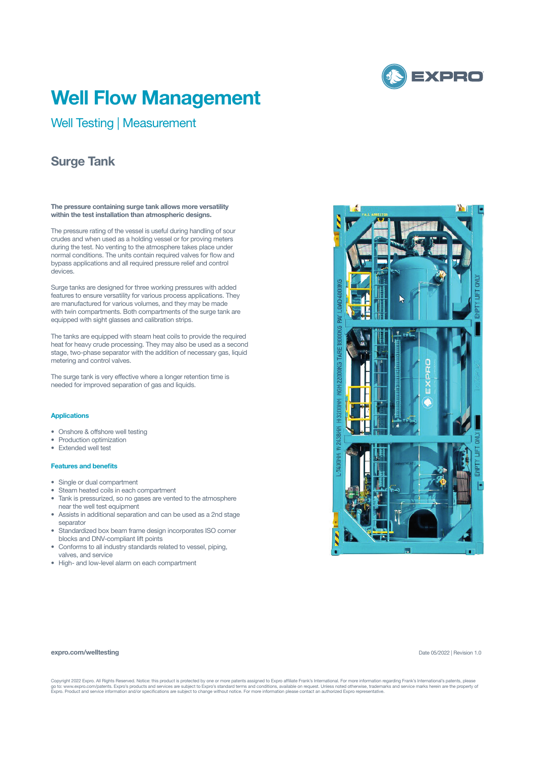# Well Flow Management

## Well Testing | Measurement

## Surge Tank

**The pressure containing surge tank allows more versatility within the test installation than atmospheric designs.**

The pressure rating of the vessel is useful during handling of sour crudes and when used as a holding vessel or for proving meters during the test. No venting to the atmosphere takes place under normal conditions. The units contain required valves for flow and bypass applications and all required pressure relief and control devices.

Surge tanks are designed for three working pressures with added features to ensure versatility for various process applications. They are manufactured for various volumes, and they may be made with twin compartments. Both compartments of the surge tank are equipped with sight glasses and calibration strips.

The tanks are equipped with steam heat coils to provide the required heat for heavy crude processing. They may also be used as a second stage, two-phase separator with the addition of necessary gas, liquid metering and control valves.

The surge tank is very effective where a longer retention time is needed for improved separation of gas and liquids.

### Applications

- Onshore & offshore well testing
- Production optimization
- Extended well test

### Features and benefits

- Single or dual compartment
- Steam heated coils in each compartment
- Tank is pressurized, so no gases are vented to the atmosphere near the well test equipment
- Assists in additional separation and can be used as a 2nd stage separator
- Standardized box beam frame design incorporates ISO corner blocks and DNV-compliant lift points
- Conforms to all industry standards related to vessel, piping, valves, and service
- High- and low-level alarm on each compartment

**expro.com/welltesting**

Date 05/2022 | Revision 1.0

Copyright 2022 Expro. All Rights Reserved. Notice: this product is protected by one or more patents assigned to Expro affiliate Frank's International. For more information regarding Frank's International's patents, please go to: www.expro.com/patents. Expro's products and services are subject to Expro's standard terms and conditions, available on request. Unless noted otherwise, trademarks and service marks herein are the property of Expro. Product and service information and/or specifications are subject to change without notice. For more information please contact an authorized Expro representative.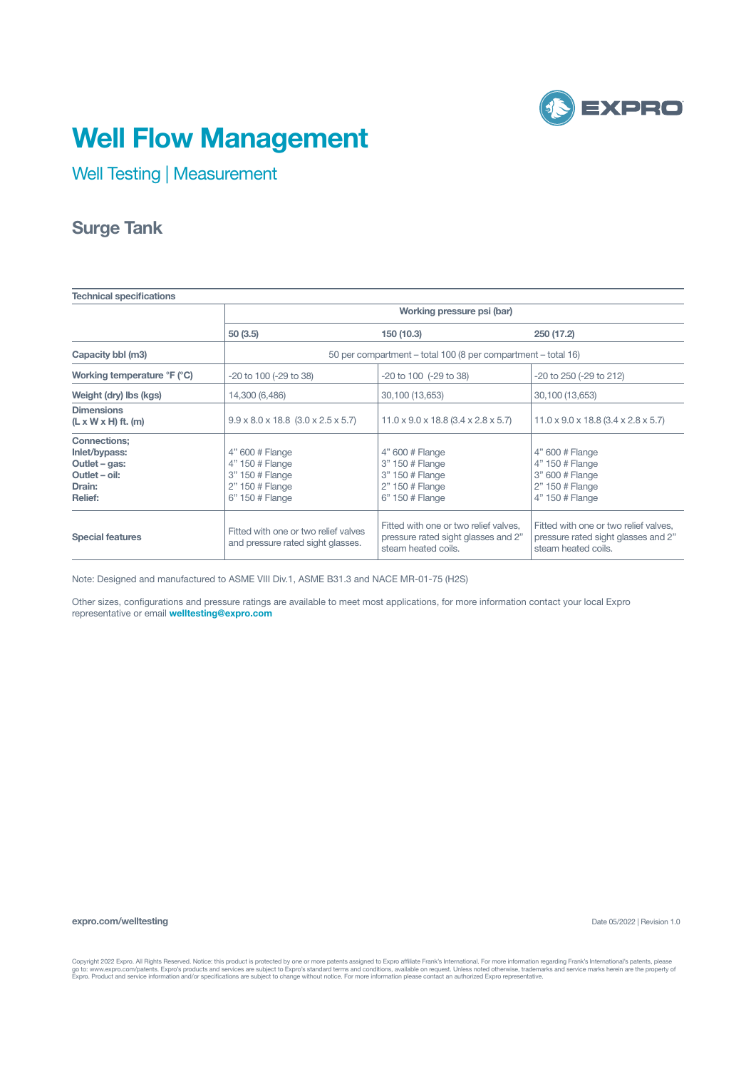# Well Flow Management

## Well Testing | Measurement

### Surge Tank

**Technical specifications**

| | Working pressure psi (bar) | | |
|---|---|---|---|
| | **50 (3.5)** | **150 (10.3)** | **250 (17.2)** |
| **Capacity bbl (m3)** | 50 per compartment – total 100 (8 per compartment – total 16) | | |
| **Working temperature °F (°C)** | -20 to 100 (-29 to 38) | -20 to 100 (-29 to 38) | -20 to 250 (-29 to 212) |
| **Weight (dry) lbs (kgs)** | 14,300 (6,486) | 30,100 (13,653) | 30,100 (13,653) |
| **Dimensions (L x W x H) ft. (m)** | 9.9 x 8.0 x 18.8 (3.0 x 2.5 x 5.7) | 11.0 x 9.0 x 18.8 (3.4 x 2.8 x 5.7) | 11.0 x 9.0 x 18.8 (3.4 x 2.8 x 5.7) |
| **Connections; Inlet/bypass: Outlet – gas: Outlet – oil: Drain: Relief:** | 4" 600 # Flange<br>4" 150 # Flange<br>3" 150 # Flange<br>2" 150 # Flange<br>6" 150 # Flange | 4" 600 # Flange<br>3" 150 # Flange<br>3" 150 # Flange<br>2" 150 # Flange<br>6" 150 # Flange | 4" 600 # Flange<br>4" 150 # Flange<br>3" 600 # Flange<br>2" 150 # Flange<br>4" 150 # Flange |
| **Special features** | Fitted with one or two relief valves and pressure rated sight glasses. | Fitted with one or two relief valves, pressure rated sight glasses and 2" steam heated coils. | Fitted with one or two relief valves, pressure rated sight glasses and 2" steam heated coils. |

Note: Designed and manufactured to ASME VIII Div.1, ASME B31.3 and NACE MR-01-75 ($H_2S$)

Other sizes, configurations and pressure ratings are available to meet most applications, for more information contact your local Expro representative or email **welltesting@expro.com**

**expro.com/welltesting**

Date 05/2022 | Revision 1.0

Copyright 2022 Expro. All Rights Reserved. Notice: this product is protected by one or more patents assigned to Expro affiliate Frank's International. For more information regarding Frank's International's patents, please go to: www.expro.com/patents. Expro's products and services are subject to Expro's standard terms and conditions, available on request. Unless noted otherwise, trademarks and service marks herein are the property of Expro. Product and service information and/or specifications are subject to change without notice. For more information please contact an authorized Expro representative.